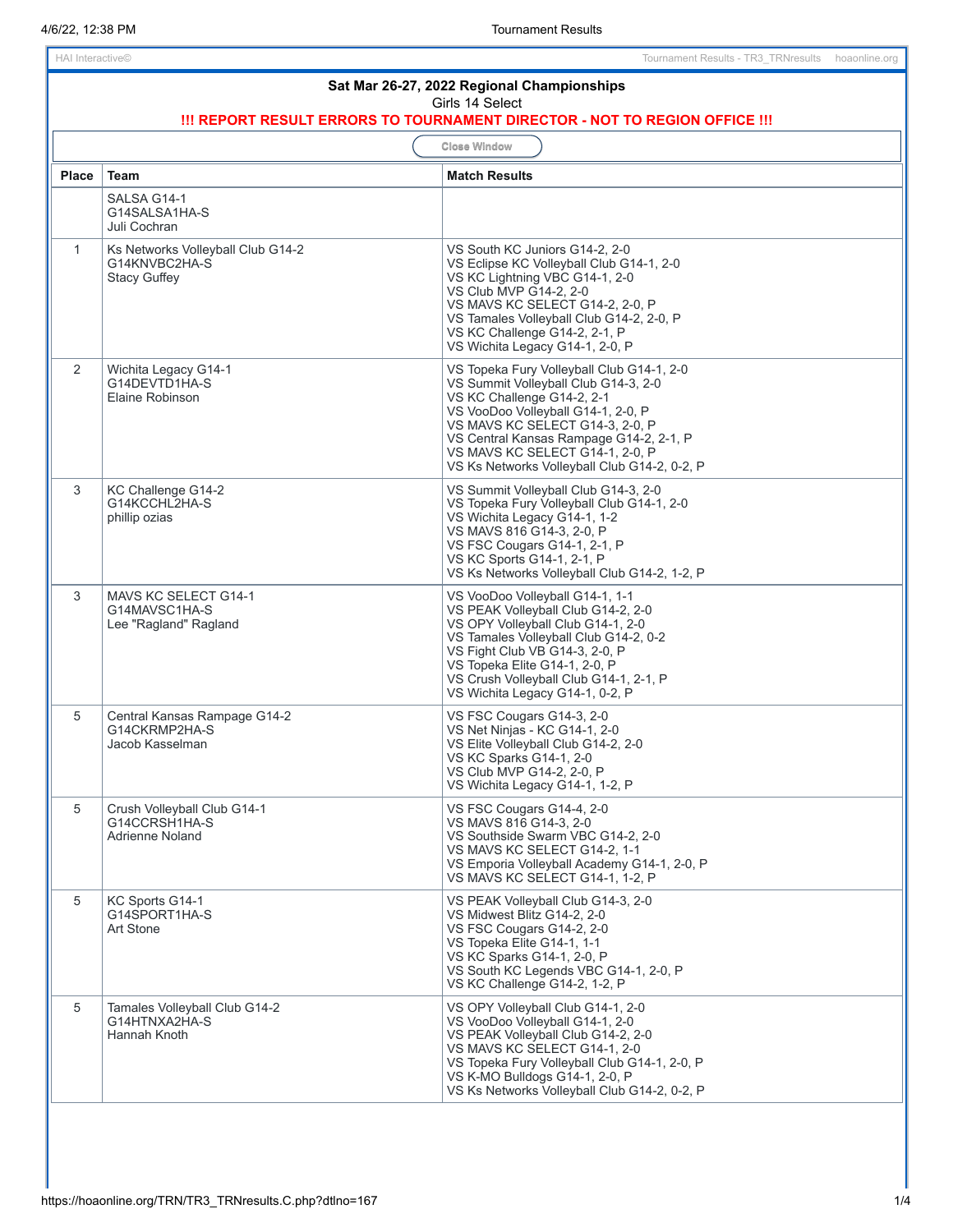HAI Interactive©

Tournament Results - TR3_TRNresults hoaonline.org

**Sat Mar 26-27, 2022 Regional Championships**

Girls 14 Select

**!!! REPORT RESULT ERRORS TO TOURNAMENT DIRECTOR - NOT TO REGION OFFICE !!!**

Close Window

| Place | Team | Match Results |
|---|---|---|
| | SALSA G14-1<br>G14SALSA1HA-S<br>Juli Cochran | |
| 1 | Ks Networks Volleyball Club G14-2<br>G14KNVBC2HA-S<br>Stacy Guffey | VS South KC Juniors G14-2, 2-0<br>VS Eclipse KC Volleyball Club G14-1, 2-0<br>VS KC Lightning VBC G14-1, 2-0<br>VS Club MVP G14-2, 2-0<br>VS MAVS KC SELECT G14-2, 2-0, P<br>VS Tamales Volleyball Club G14-2, 2-0, P<br>VS KC Challenge G14-2, 2-1, P<br>VS Wichita Legacy G14-1, 2-0, P |
| 2 | Wichita Legacy G14-1<br>G14DEVTD1HA-S<br>Elaine Robinson | VS Topeka Fury Volleyball Club G14-1, 2-0<br>VS Summit Volleyball Club G14-3, 2-0<br>VS KC Challenge G14-2, 2-1<br>VS VooDoo Volleyball G14-1, 2-0, P<br>VS MAVS KC SELECT G14-3, 2-0, P<br>VS Central Kansas Rampage G14-2, 2-1, P<br>VS MAVS KC SELECT G14-1, 2-0, P<br>VS Ks Networks Volleyball Club G14-2, 0-2, P |
| 3 | KC Challenge G14-2<br>G14KCCHL2HA-S<br>phillip ozias | VS Summit Volleyball Club G14-3, 2-0<br>VS Topeka Fury Volleyball Club G14-1, 2-0<br>VS Wichita Legacy G14-1, 1-2<br>VS MAVS 816 G14-3, 2-0, P<br>VS FSC Cougars G14-1, 2-1, P<br>VS KC Sports G14-1, 2-1, P<br>VS Ks Networks Volleyball Club G14-2, 1-2, P |
| 3 | MAVS KC SELECT G14-1<br>G14MAVSC1HA-S<br>Lee "Ragland" Ragland | VS VooDoo Volleyball G14-1, 1-1<br>VS PEAK Volleyball Club G14-2, 2-0<br>VS OPY Volleyball Club G14-1, 2-0<br>VS Tamales Volleyball Club G14-2, 0-2<br>VS Fight Club VB G14-3, 2-0, P<br>VS Topeka Elite G14-1, 2-0, P<br>VS Crush Volleyball Club G14-1, 2-1, P<br>VS Wichita Legacy G14-1, 0-2, P |
| 5 | Central Kansas Rampage G14-2<br>G14CKRMP2HA-S<br>Jacob Kasselman | VS FSC Cougars G14-3, 2-0<br>VS Net Ninjas - KC G14-1, 2-0<br>VS Elite Volleyball Club G14-2, 2-0<br>VS KC Sparks G14-1, 2-0<br>VS Club MVP G14-2, 2-0, P<br>VS Wichita Legacy G14-1, 1-2, P |
| 5 | Crush Volleyball Club G14-1<br>G14CCRSH1HA-S<br>Adrienne Noland | VS FSC Cougars G14-4, 2-0<br>VS MAVS 816 G14-3, 2-0<br>VS Southside Swarm VBC G14-2, 2-0<br>VS MAVS KC SELECT G14-2, 1-1<br>VS Emporia Volleyball Academy G14-1, 2-0, P<br>VS MAVS KC SELECT G14-1, 1-2, P |
| 5 | KC Sports G14-1<br>G14SPORT1HA-S<br>Art Stone | VS PEAK Volleyball Club G14-3, 2-0<br>VS Midwest Blitz G14-2, 2-0<br>VS FSC Cougars G14-2, 2-0<br>VS Topeka Elite G14-1, 1-1<br>VS KC Sparks G14-1, 2-0, P<br>VS South KC Legends VBC G14-1, 2-0, P<br>VS KC Challenge G14-2, 1-2, P |
| 5 | Tamales Volleyball Club G14-2<br>G14HTNXA2HA-S<br>Hannah Knoth | VS OPY Volleyball Club G14-1, 2-0<br>VS VooDoo Volleyball G14-1, 2-0<br>VS PEAK Volleyball Club G14-2, 2-0<br>VS MAVS KC SELECT G14-1, 2-0<br>VS Topeka Fury Volleyball Club G14-1, 2-0, P<br>VS K-MO Bulldogs G14-1, 2-0, P<br>VS Ks Networks Volleyball Club G14-2, 0-2, P |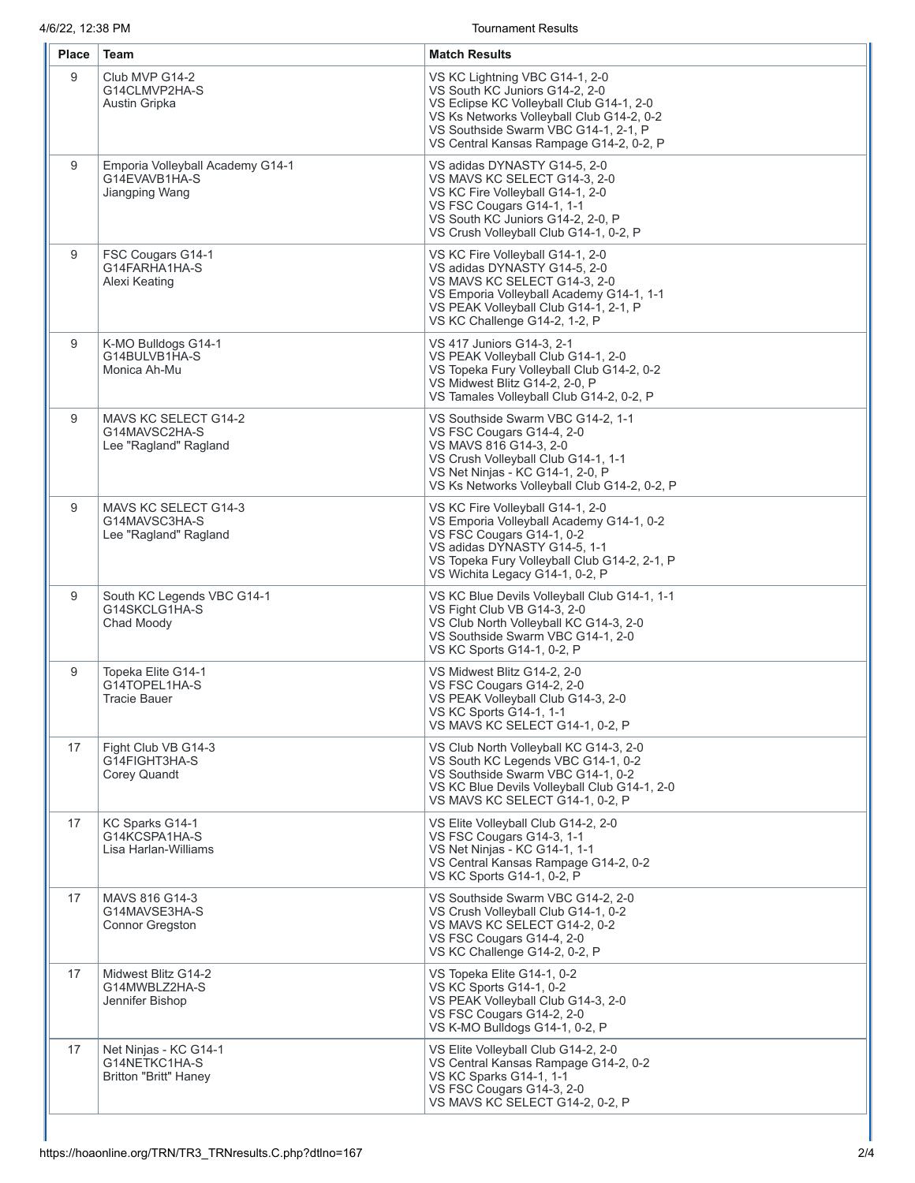| Place | Team | Match Results |
|---|---|---|
| 9 | Club MVP G14-2<br>G14CLMVP2HA-S<br>Austin Gripka | VS KC Lightning VBC G14-1, 2-0<br>VS South KC Juniors G14-2, 2-0<br>VS Eclipse KC Volleyball Club G14-1, 2-0<br>VS Ks Networks Volleyball Club G14-2, 0-2<br>VS Southside Swarm VBC G14-1, 2-1, P<br>VS Central Kansas Rampage G14-2, 0-2, P |
| 9 | Emporia Volleyball Academy G14-1<br>G14EVAVB1HA-S<br>Jiangping Wang | VS adidas DYNASTY G14-5, 2-0<br>VS MAVS KC SELECT G14-3, 2-0<br>VS KC Fire Volleyball G14-1, 2-0<br>VS FSC Cougars G14-1, 1-1<br>VS South KC Juniors G14-2, 2-0, P<br>VS Crush Volleyball Club G14-1, 0-2, P |
| 9 | FSC Cougars G14-1<br>G14FARHA1HA-S<br>Alexi Keating | VS KC Fire Volleyball G14-1, 2-0<br>VS adidas DYNASTY G14-5, 2-0<br>VS MAVS KC SELECT G14-3, 2-0<br>VS Emporia Volleyball Academy G14-1, 1-1<br>VS PEAK Volleyball Club G14-1, 2-1, P<br>VS KC Challenge G14-2, 1-2, P |
| 9 | K-MO Bulldogs G14-1<br>G14BULVB1HA-S<br>Monica Ah-Mu | VS 417 Juniors G14-3, 2-1<br>VS PEAK Volleyball Club G14-1, 2-0<br>VS Topeka Fury Volleyball Club G14-2, 0-2<br>VS Midwest Blitz G14-2, 2-0, P<br>VS Tamales Volleyball Club G14-2, 0-2, P |
| 9 | MAVS KC SELECT G14-2<br>G14MAVSC2HA-S<br>Lee "Ragland" Ragland | VS Southside Swarm VBC G14-2, 1-1<br>VS FSC Cougars G14-4, 2-0<br>VS MAVS 816 G14-3, 2-0<br>VS Crush Volleyball Club G14-1, 1-1<br>VS Net Ninjas - KC G14-1, 2-0, P<br>VS Ks Networks Volleyball Club G14-2, 0-2, P |
| 9 | MAVS KC SELECT G14-3<br>G14MAVSC3HA-S<br>Lee "Ragland" Ragland | VS KC Fire Volleyball G14-1, 2-0<br>VS Emporia Volleyball Academy G14-1, 0-2<br>VS FSC Cougars G14-1, 0-2<br>VS adidas DYNASTY G14-5, 1-1<br>VS Topeka Fury Volleyball Club G14-2, 2-1, P<br>VS Wichita Legacy G14-1, 0-2, P |
| 9 | South KC Legends VBC G14-1<br>G14SKCLG1HA-S<br>Chad Moody | VS KC Blue Devils Volleyball Club G14-1, 1-1<br>VS Fight Club VB G14-3, 2-0<br>VS Club North Volleyball KC G14-3, 2-0<br>VS Southside Swarm VBC G14-1, 2-0<br>VS KC Sports G14-1, 0-2, P |
| 9 | Topeka Elite G14-1<br>G14TOPEL1HA-S<br>Tracie Bauer | VS Midwest Blitz G14-2, 2-0<br>VS FSC Cougars G14-2, 2-0<br>VS PEAK Volleyball Club G14-3, 2-0<br>VS KC Sports G14-1, 1-1<br>VS MAVS KC SELECT G14-1, 0-2, P |
| 17 | Fight Club VB G14-3<br>G14FIGHT3HA-S<br>Corey Quandt | VS Club North Volleyball KC G14-3, 2-0<br>VS South KC Legends VBC G14-1, 0-2<br>VS Southside Swarm VBC G14-1, 0-2<br>VS KC Blue Devils Volleyball Club G14-1, 2-0<br>VS MAVS KC SELECT G14-1, 0-2, P |
| 17 | KC Sparks G14-1<br>G14KCSPA1HA-S<br>Lisa Harlan-Williams | VS Elite Volleyball Club G14-2, 2-0<br>VS FSC Cougars G14-3, 1-1<br>VS Net Ninjas - KC G14-1, 1-1<br>VS Central Kansas Rampage G14-2, 0-2<br>VS KC Sports G14-1, 0-2, P |
| 17 | MAVS 816 G14-3<br>G14MAVSE3HA-S<br>Connor Gregston | VS Southside Swarm VBC G14-2, 2-0<br>VS Crush Volleyball Club G14-1, 0-2<br>VS MAVS KC SELECT G14-2, 0-2<br>VS FSC Cougars G14-4, 2-0<br>VS KC Challenge G14-2, 0-2, P |
| 17 | Midwest Blitz G14-2<br>G14MWBLZ2HA-S<br>Jennifer Bishop | VS Topeka Elite G14-1, 0-2<br>VS KC Sports G14-1, 0-2<br>VS PEAK Volleyball Club G14-3, 2-0<br>VS FSC Cougars G14-2, 2-0<br>VS K-MO Bulldogs G14-1, 0-2, P |
| 17 | Net Ninjas - KC G14-1<br>G14NETKC1HA-S<br>Britton "Britt" Haney | VS Elite Volleyball Club G14-2, 2-0<br>VS Central Kansas Rampage G14-2, 0-2<br>VS KC Sparks G14-1, 1-1<br>VS FSC Cougars G14-3, 2-0<br>VS MAVS KC SELECT G14-2, 0-2, P |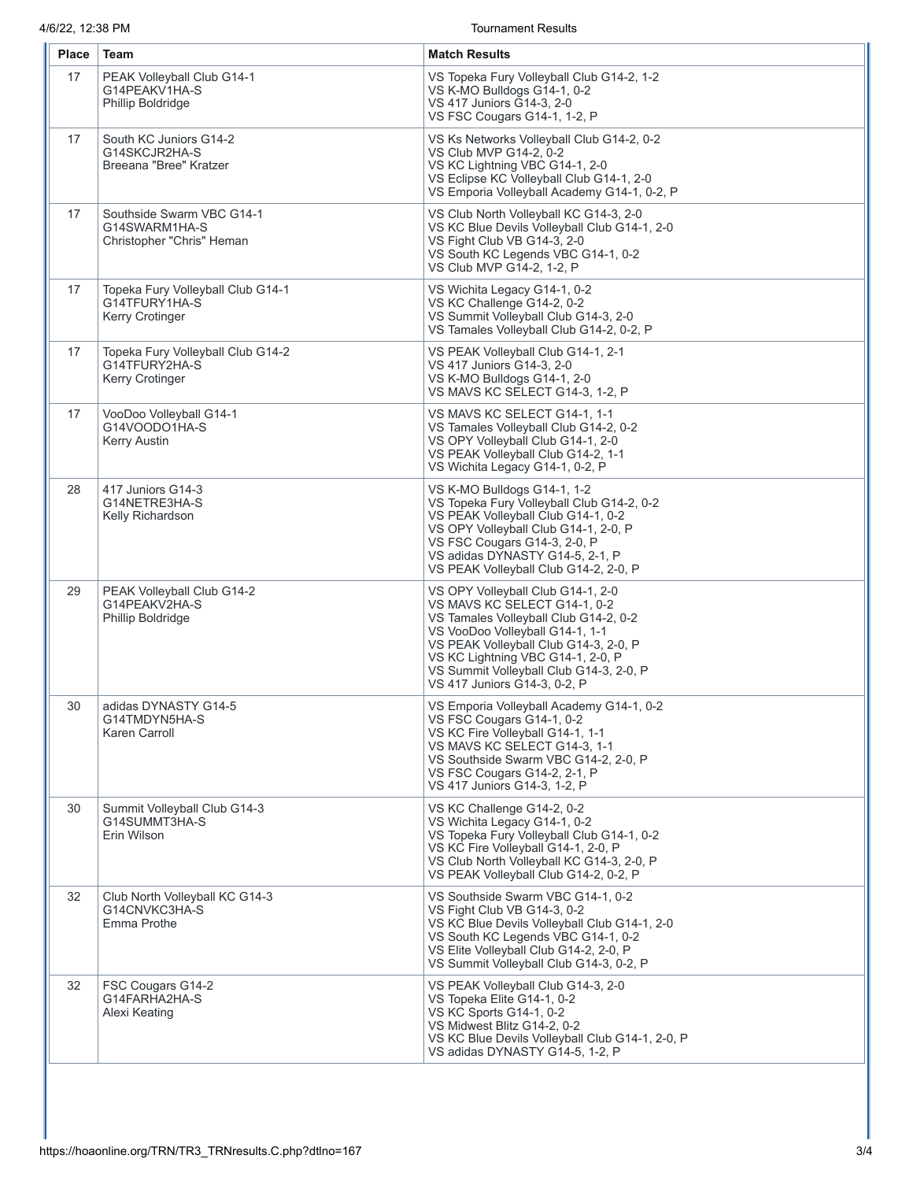| Place | Team | Match Results |
| --- | --- | --- |
| 17 | PEAK Volleyball Club G14-1<br>G14PEAKV1HA-S<br>Phillip Boldridge | VS Topeka Fury Volleyball Club G14-2, 1-2<br>VS K-MO Bulldogs G14-1, 0-2<br>VS 417 Juniors G14-3, 2-0<br>VS FSC Cougars G14-1, 1-2, P |
| 17 | South KC Juniors G14-2<br>G14SKCJR2HA-S<br>Breeana "Bree" Kratzer | VS Ks Networks Volleyball Club G14-2, 0-2<br>VS Club MVP G14-2, 0-2<br>VS KC Lightning VBC G14-1, 2-0<br>VS Eclipse KC Volleyball Club G14-1, 2-0<br>VS Emporia Volleyball Academy G14-1, 0-2, P |
| 17 | Southside Swarm VBC G14-1<br>G14SWARM1HA-S<br>Christopher "Chris" Heman | VS Club North Volleyball KC G14-3, 2-0<br>VS KC Blue Devils Volleyball Club G14-1, 2-0<br>VS Fight Club VB G14-3, 2-0<br>VS South KC Legends VBC G14-1, 0-2<br>VS Club MVP G14-2, 1-2, P |
| 17 | Topeka Fury Volleyball Club G14-1<br>G14TFURY1HA-S<br>Kerry Crotinger | VS Wichita Legacy G14-1, 0-2<br>VS KC Challenge G14-2, 0-2<br>VS Summit Volleyball Club G14-3, 2-0<br>VS Tamales Volleyball Club G14-2, 0-2, P |
| 17 | Topeka Fury Volleyball Club G14-2<br>G14TFURY2HA-S<br>Kerry Crotinger | VS PEAK Volleyball Club G14-1, 2-1<br>VS 417 Juniors G14-3, 2-0<br>VS K-MO Bulldogs G14-1, 2-0<br>VS MAVS KC SELECT G14-3, 1-2, P |
| 17 | VooDoo Volleyball G14-1<br>G14VOODO1HA-S<br>Kerry Austin | VS MAVS KC SELECT G14-1, 1-1<br>VS Tamales Volleyball Club G14-2, 0-2<br>VS OPY Volleyball Club G14-1, 2-0<br>VS PEAK Volleyball Club G14-2, 1-1<br>VS Wichita Legacy G14-1, 0-2, P |
| 28 | 417 Juniors G14-3<br>G14NETRE3HA-S<br>Kelly Richardson | VS K-MO Bulldogs G14-1, 1-2<br>VS Topeka Fury Volleyball Club G14-2, 0-2<br>VS PEAK Volleyball Club G14-1, 0-2<br>VS OPY Volleyball Club G14-1, 2-0, P<br>VS FSC Cougars G14-3, 2-0, P<br>VS adidas DYNASTY G14-5, 2-1, P<br>VS PEAK Volleyball Club G14-2, 2-0, P |
| 29 | PEAK Volleyball Club G14-2<br>G14PEAKV2HA-S<br>Phillip Boldridge | VS OPY Volleyball Club G14-1, 2-0<br>VS MAVS KC SELECT G14-1, 0-2<br>VS Tamales Volleyball Club G14-2, 0-2<br>VS VooDoo Volleyball G14-1, 1-1<br>VS PEAK Volleyball Club G14-3, 2-0, P<br>VS KC Lightning VBC G14-1, 2-0, P<br>VS Summit Volleyball Club G14-3, 2-0, P<br>VS 417 Juniors G14-3, 0-2, P |
| 30 | adidas DYNASTY G14-5<br>G14TMDYN5HA-S<br>Karen Carroll | VS Emporia Volleyball Academy G14-1, 0-2<br>VS FSC Cougars G14-1, 0-2<br>VS KC Fire Volleyball G14-1, 1-1<br>VS MAVS KC SELECT G14-3, 1-1<br>VS Southside Swarm VBC G14-2, 2-0, P<br>VS FSC Cougars G14-2, 2-1, P<br>VS 417 Juniors G14-3, 1-2, P |
| 30 | Summit Volleyball Club G14-3<br>G14SUMMT3HA-S<br>Erin Wilson | VS KC Challenge G14-2, 0-2<br>VS Wichita Legacy G14-1, 0-2<br>VS Topeka Fury Volleyball Club G14-1, 0-2<br>VS KC Fire Volleyball G14-1, 2-0, P<br>VS Club North Volleyball KC G14-3, 2-0, P<br>VS PEAK Volleyball Club G14-2, 0-2, P |
| 32 | Club North Volleyball KC G14-3<br>G14CNVKC3HA-S<br>Emma Prothe | VS Southside Swarm VBC G14-1, 0-2<br>VS Fight Club VB G14-3, 0-2<br>VS KC Blue Devils Volleyball Club G14-1, 2-0<br>VS South KC Legends VBC G14-1, 0-2<br>VS Elite Volleyball Club G14-2, 2-0, P<br>VS Summit Volleyball Club G14-3, 0-2, P |
| 32 | FSC Cougars G14-2<br>G14FARHA2HA-S<br>Alexi Keating | VS PEAK Volleyball Club G14-3, 2-0<br>VS Topeka Elite G14-1, 0-2<br>VS KC Sports G14-1, 0-2<br>VS Midwest Blitz G14-2, 0-2<br>VS KC Blue Devils Volleyball Club G14-1, 2-0, P<br>VS adidas DYNASTY G14-5, 1-2, P |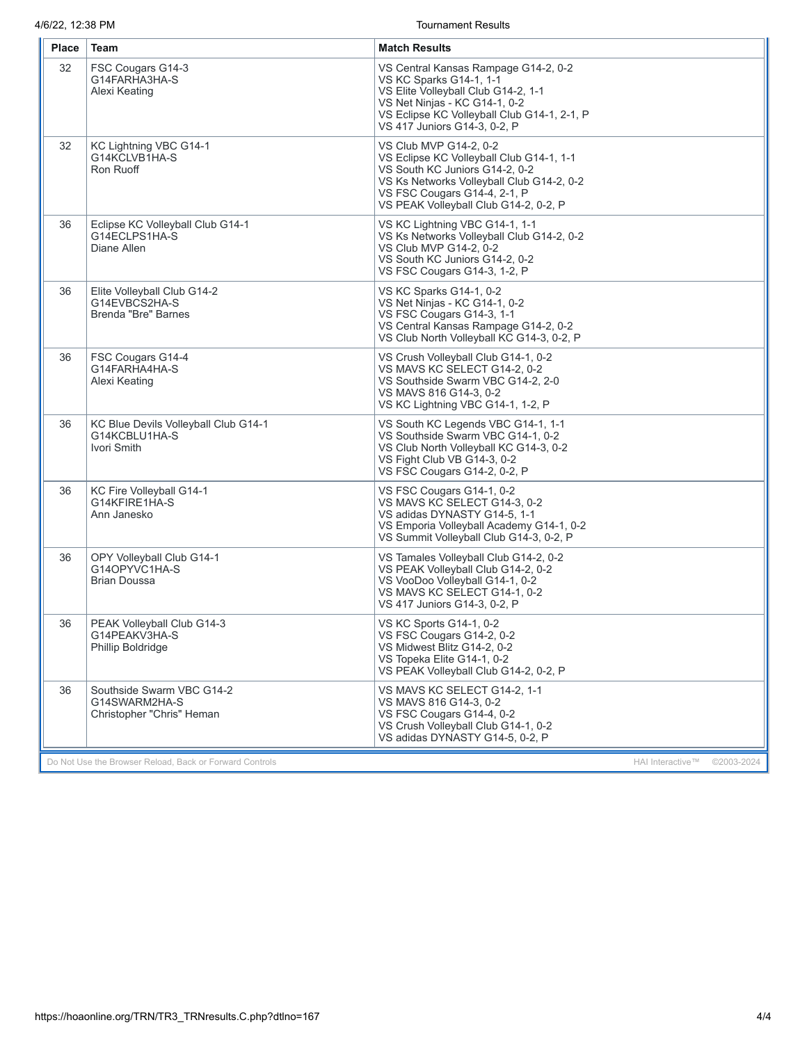| Place | Team | Match Results |
|---|---|---|
| 32 | FSC Cougars G14-3<br>G14FARHA3HA-S<br>Alexi Keating | VS Central Kansas Rampage G14-2, 0-2<br>VS KC Sparks G14-1, 1-1<br>VS Elite Volleyball Club G14-2, 1-1<br>VS Net Ninjas - KC G14-1, 0-2<br>VS Eclipse KC Volleyball Club G14-1, 2-1, P<br>VS 417 Juniors G14-3, 0-2, P |
| 32 | KC Lightning VBC G14-1<br>G14KCLVB1HA-S<br>Ron Ruoff | VS Club MVP G14-2, 0-2<br>VS Eclipse KC Volleyball Club G14-1, 1-1<br>VS South KC Juniors G14-2, 0-2<br>VS Ks Networks Volleyball Club G14-2, 0-2<br>VS FSC Cougars G14-4, 2-1, P<br>VS PEAK Volleyball Club G14-2, 0-2, P |
| 36 | Eclipse KC Volleyball Club G14-1<br>G14ECLPS1HA-S<br>Diane Allen | VS KC Lightning VBC G14-1, 1-1<br>VS Ks Networks Volleyball Club G14-2, 0-2<br>VS Club MVP G14-2, 0-2<br>VS South KC Juniors G14-2, 0-2<br>VS FSC Cougars G14-3, 1-2, P |
| 36 | Elite Volleyball Club G14-2<br>G14EVBCS2HA-S<br>Brenda "Bre" Barnes | VS KC Sparks G14-1, 0-2<br>VS Net Ninjas - KC G14-1, 0-2<br>VS FSC Cougars G14-3, 1-1<br>VS Central Kansas Rampage G14-2, 0-2<br>VS Club North Volleyball KC G14-3, 0-2, P |
| 36 | FSC Cougars G14-4<br>G14FARHA4HA-S<br>Alexi Keating | VS Crush Volleyball Club G14-1, 0-2<br>VS MAVS KC SELECT G14-2, 0-2<br>VS Southside Swarm VBC G14-2, 2-0<br>VS MAVS 816 G14-3, 0-2<br>VS KC Lightning VBC G14-1, 1-2, P |
| 36 | KC Blue Devils Volleyball Club G14-1<br>G14KCBLU1HA-S<br>Ivori Smith | VS South KC Legends VBC G14-1, 1-1<br>VS Southside Swarm VBC G14-1, 0-2<br>VS Club North Volleyball KC G14-3, 0-2<br>VS Fight Club VB G14-3, 0-2<br>VS FSC Cougars G14-2, 0-2, P |
| 36 | KC Fire Volleyball G14-1<br>G14KFIRE1HA-S<br>Ann Janesko | VS FSC Cougars G14-1, 0-2<br>VS MAVS KC SELECT G14-3, 0-2<br>VS adidas DYNASTY G14-5, 1-1<br>VS Emporia Volleyball Academy G14-1, 0-2<br>VS Summit Volleyball Club G14-3, 0-2, P |
| 36 | OPY Volleyball Club G14-1<br>G14OPYVC1HA-S<br>Brian Doussa | VS Tamales Volleyball Club G14-2, 0-2<br>VS PEAK Volleyball Club G14-2, 0-2<br>VS VooDoo Volleyball G14-1, 0-2<br>VS MAVS KC SELECT G14-1, 0-2<br>VS 417 Juniors G14-3, 0-2, P |
| 36 | PEAK Volleyball Club G14-3<br>G14PEAKV3HA-S<br>Phillip Boldridge | VS KC Sports G14-1, 0-2<br>VS FSC Cougars G14-2, 0-2<br>VS Midwest Blitz G14-2, 0-2<br>VS Topeka Elite G14-1, 0-2<br>VS PEAK Volleyball Club G14-2, 0-2, P |
| 36 | Southside Swarm VBC G14-2<br>G14SWARM2HA-S<br>Christopher "Chris" Heman | VS MAVS KC SELECT G14-2, 1-1<br>VS MAVS 816 G14-3, 0-2<br>VS FSC Cougars G14-4, 0-2<br>VS Crush Volleyball Club G14-1, 0-2<br>VS adidas DYNASTY G14-5, 0-2, P |

Do Not Use the Browser Reload, Back or Forward Controls

HAI Interactive™ ©2003-2024